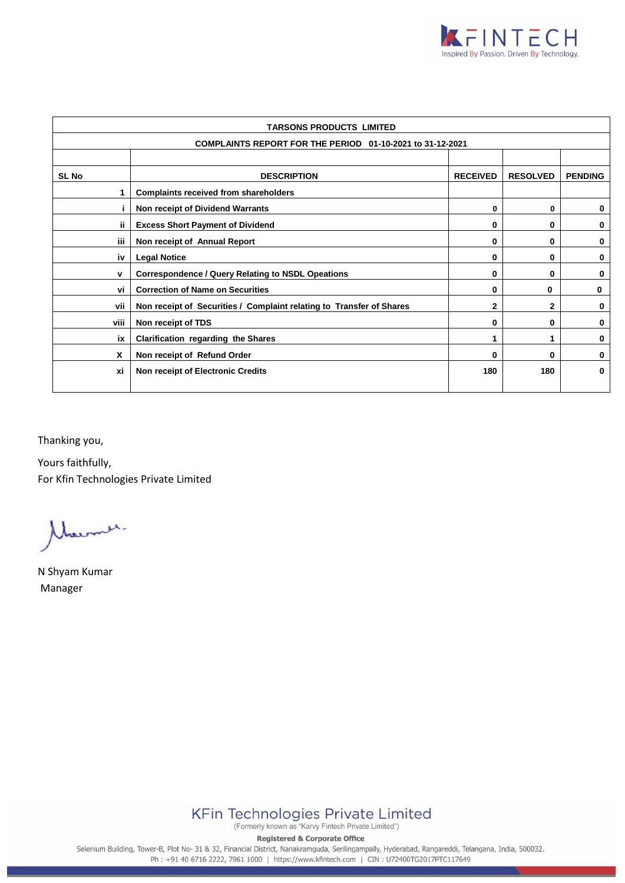| TARSONS PRODUCTS LIMITED | | | | |
|---|---|---|---|---|
| COMPLAINTS REPORT FOR THE PERIOD 01-10-2021 to 31-12-2021 | | | | |
| SL No | DESCRIPTION | RECEIVED | RESOLVED | PENDING |
| 1 | Complaints received from shareholders | | | |
| i | Non receipt of Dividend Warrants | 0 | 0 | 0 |
| ii | Excess Short Payment of Dividend | 0 | 0 | 0 |
| iii | Non receipt of Annual Report | 0 | 0 | 0 |
| iv | Legal Notice | 0 | 0 | 0 |
| v | Correspondence / Query Relating to NSDL Opeations | 0 | 0 | 0 |
| vi | Correction of Name on Securities | 0 | 0 | 0 |
| vii | Non receipt of Securities / Complaint relating to Transfer of Shares | 2 | 2 | 0 |
| viii | Non receipt of TDS | 0 | 0 | 0 |
| ix | Clarification regarding the Shares | 1 | 1 | 0 |
| X | Non receipt of Refund Order | 0 | 0 | 0 |
| xi | Non receipt of Electronic Credits | 180 | 180 | 0 |

Thanking you,

Yours faithfully,
For Kfin Technologies Private Limited

N Shyam Kumar
Manager

KFin Technologies Private Limited
(Formerly known as "Karvy Fintech Private Limited")

Registered & Corporate Office
Selenium Building, Tower-B, Plot No- 31 & 32, Financial District, Nanakramguda, Serilingampally, Hyderabad, Rangareddi, Telangana, India, 500032.
Ph : +91 40 6716 2222, 7961 1000 | https://www.kfintech.com | CIN : U72400TG2017PTC117649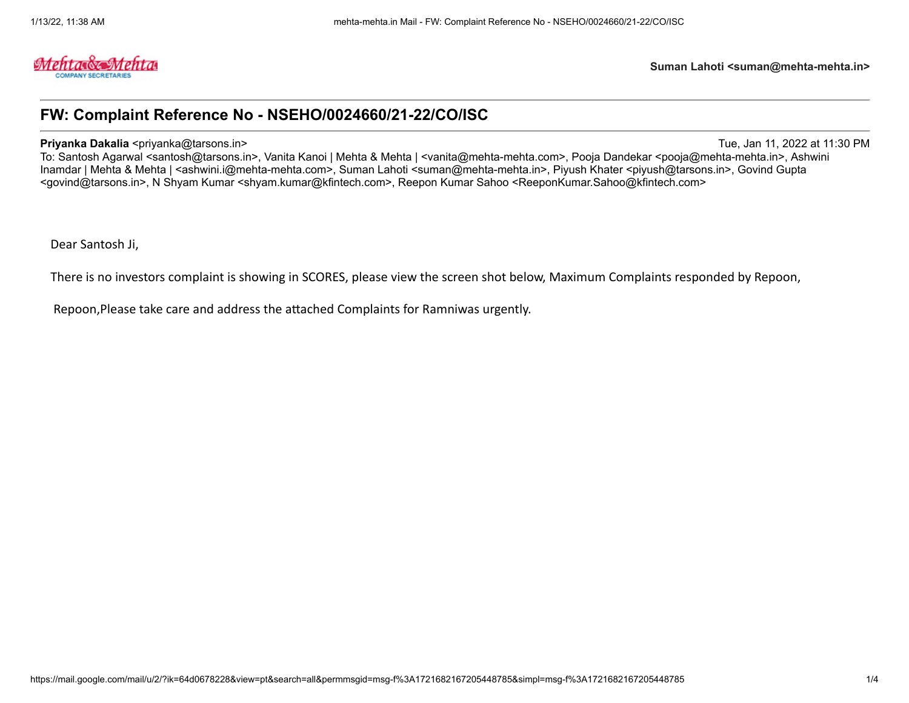Suman Lahoti <suman@mehta-mehta.in>

# FW: Complaint Reference No - NSEHO/0024660/21-22/CO/ISC

**Priyanka Dakalia** <priyanka@tarsons.in> Tue, Jan 11, 2022 at 11:30 PM
To: Santosh Agarwal <santosh@tarsons.in>, Vanita Kanoi | Mehta & Mehta | <vanita@mehta-mehta.com>, Pooja Dandekar <pooja@mehta-mehta.in>, Ashwini Inamdar | Mehta & Mehta | <ashwini.i@mehta-mehta.com>, Suman Lahoti <suman@mehta-mehta.in>, Piyush Khater <piyush@tarsons.in>, Govind Gupta <govind@tarsons.in>, N Shyam Kumar <shyam.kumar@kfintech.com>, Reepon Kumar Sahoo <ReeponKumar.Sahoo@kfintech.com>

Dear Santosh Ji,

There is no investors complaint is showing in SCORES, please view the screen shot below, Maximum Complaints responded by Repoon,

Repoon,Please take care and address the attached Complaints for Ramniwas urgently.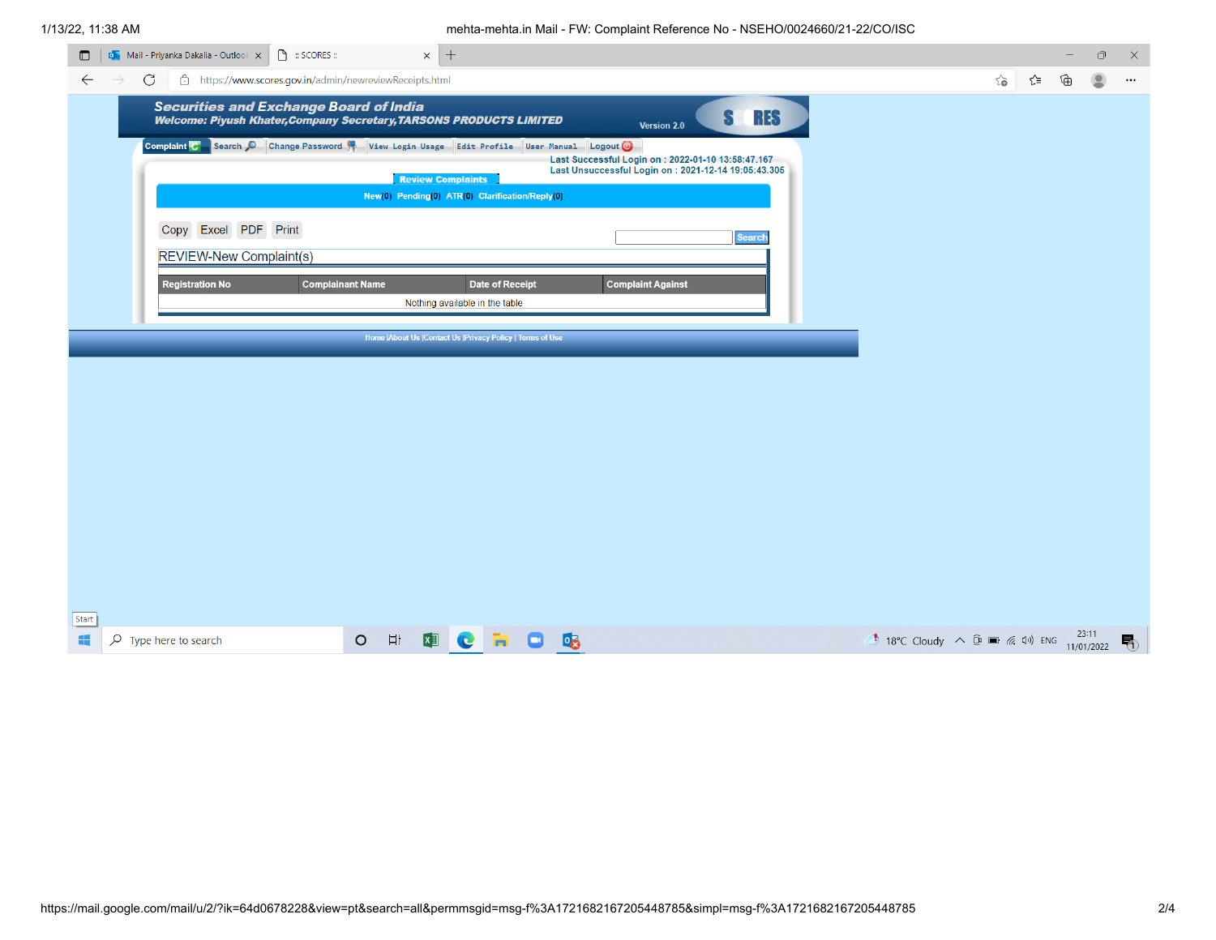**Securities and Exchange Board of India**

**Welcome: Piyush Khater,Company Secretary,TARSONS PRODUCTS LIMITED**

Version 2.0

SCORES

Complaint | Search | Change Password | View Login Usage | Edit Profile | User Manual | Logout

Last Successful Login on : 2022-01-10 13:58:47.167
Last Unsuccessful Login on : 2021-12-14 19:05:43.306

**Review Complaints**

New(0) Pending(0) ATR(0) Clarification/Reply(0)

Copy Excel PDF Print

Search

REVIEW-New Complaint(s)

| Registration No | Complainant Name | Date of Receipt | Complaint Against |
|---|---|---|---|
| Nothing available in the table | | | |

Home |About Us |Contact Us |Privacy Policy | Terms of Use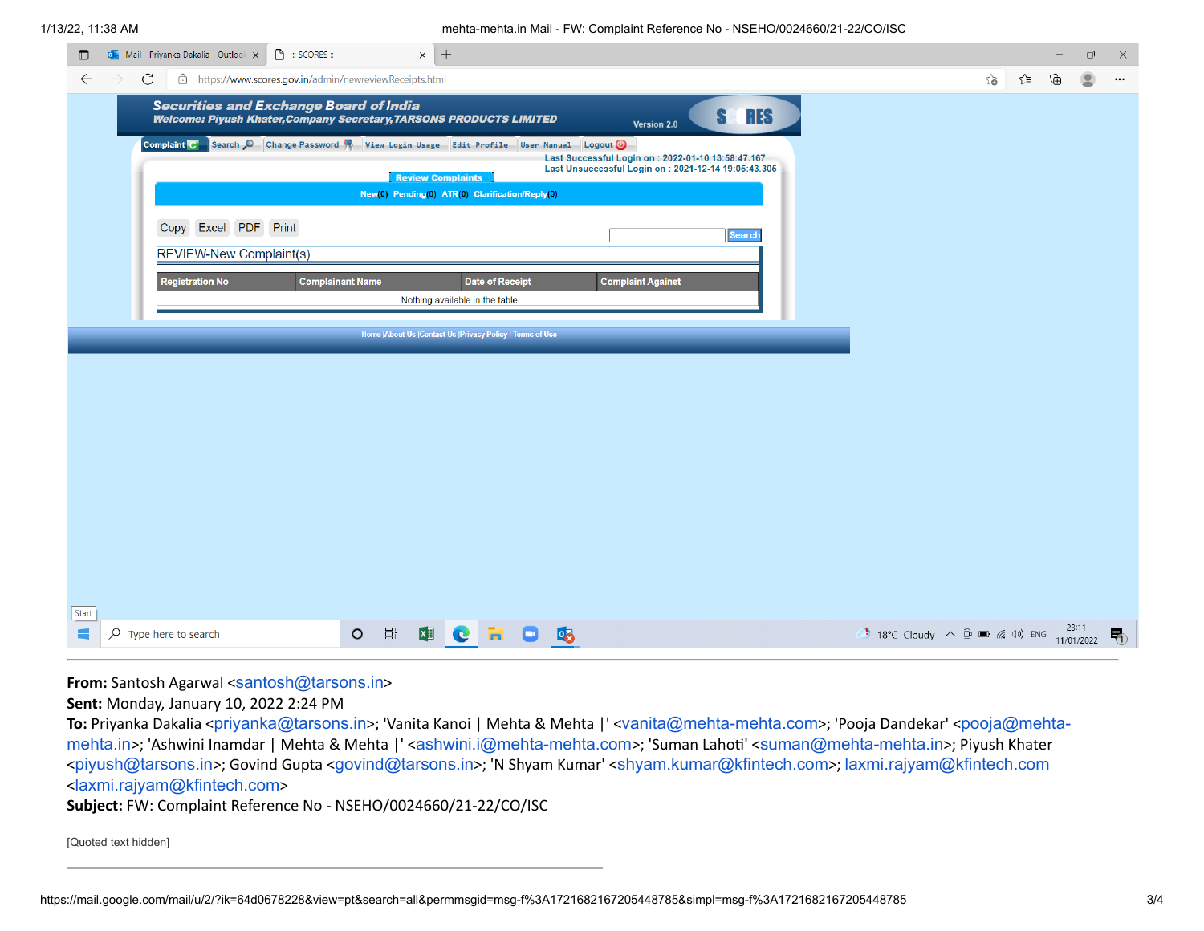# Securities and Exchange Board of India

**Welcome: Piyush Khater,Company Secretary,TARSONS PRODUCTS LIMITED**

Version 2.0

SCORES

Complaint | Search | Change Password | View Login Usage | Edit Profile | User Manual | Logout

Last Successful Login on : 2022-01-10 13:58:47.167
Last Unsuccessful Login on : 2021-12-14 19:05:43.306

**Review Complaints**

New(0) Pending(0) ATR(0) Clarification/Reply(0)

Copy Excel PDF Print

Search

REVIEW-New Complaint(s)

| Registration No | Complainant Name | Date of Receipt | Complaint Against |
| --- | --- | --- | --- |
| Nothing available in the table | | | |

Home |About Us |Contact Us |Privacy Policy | Terms of Use

---

**From:** Santosh Agarwal <santosh@tarsons.in>
**Sent:** Monday, January 10, 2022 2:24 PM
**To:** Priyanka Dakalia <priyanka@tarsons.in>; 'Vanita Kanoi | Mehta & Mehta |' <vanita@mehta-mehta.com>; 'Pooja Dandekar' <pooja@mehta-mehta.in>; 'Ashwini Inamdar | Mehta & Mehta |' <ashwini.i@mehta-mehta.com>; 'Suman Lahoti' <suman@mehta-mehta.in>; Piyush Khater <piyush@tarsons.in>; Govind Gupta <govind@tarsons.in>; 'N Shyam Kumar' <shyam.kumar@kfintech.com>; laxmi.rajyam@kfintech.com <laxmi.rajyam@kfintech.com>
**Subject:** FW: Complaint Reference No - NSEHO/0024660/21-22/CO/ISC

[Quoted text hidden]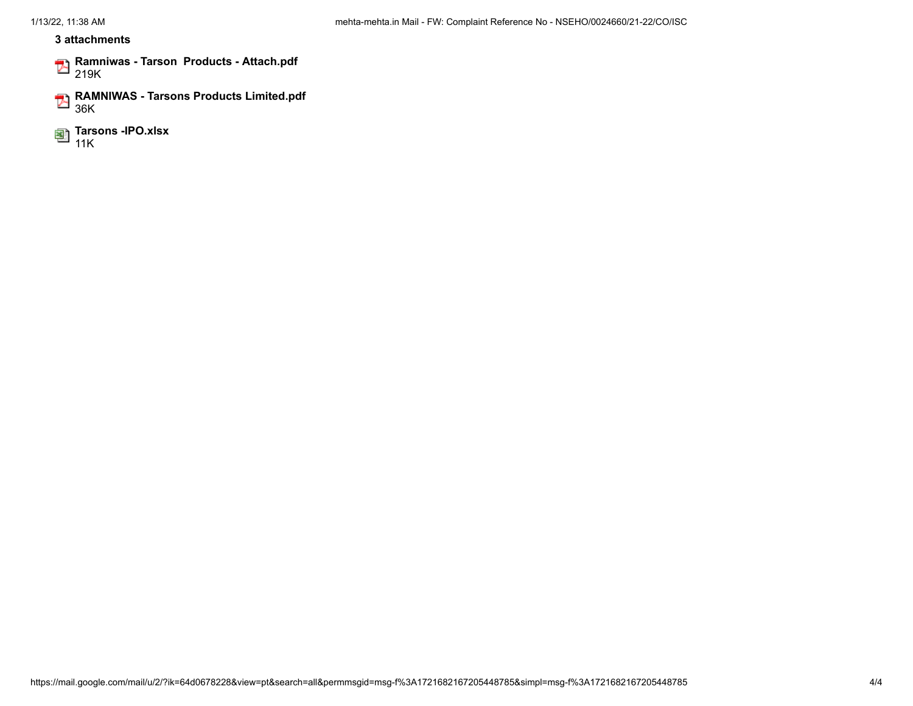**3 attachments**

**Ramniwas - Tarson  Products - Attach.pdf**
219K

**RAMNIWAS - Tarsons Products Limited.pdf**
36K

**Tarsons -IPO.xlsx**
11K